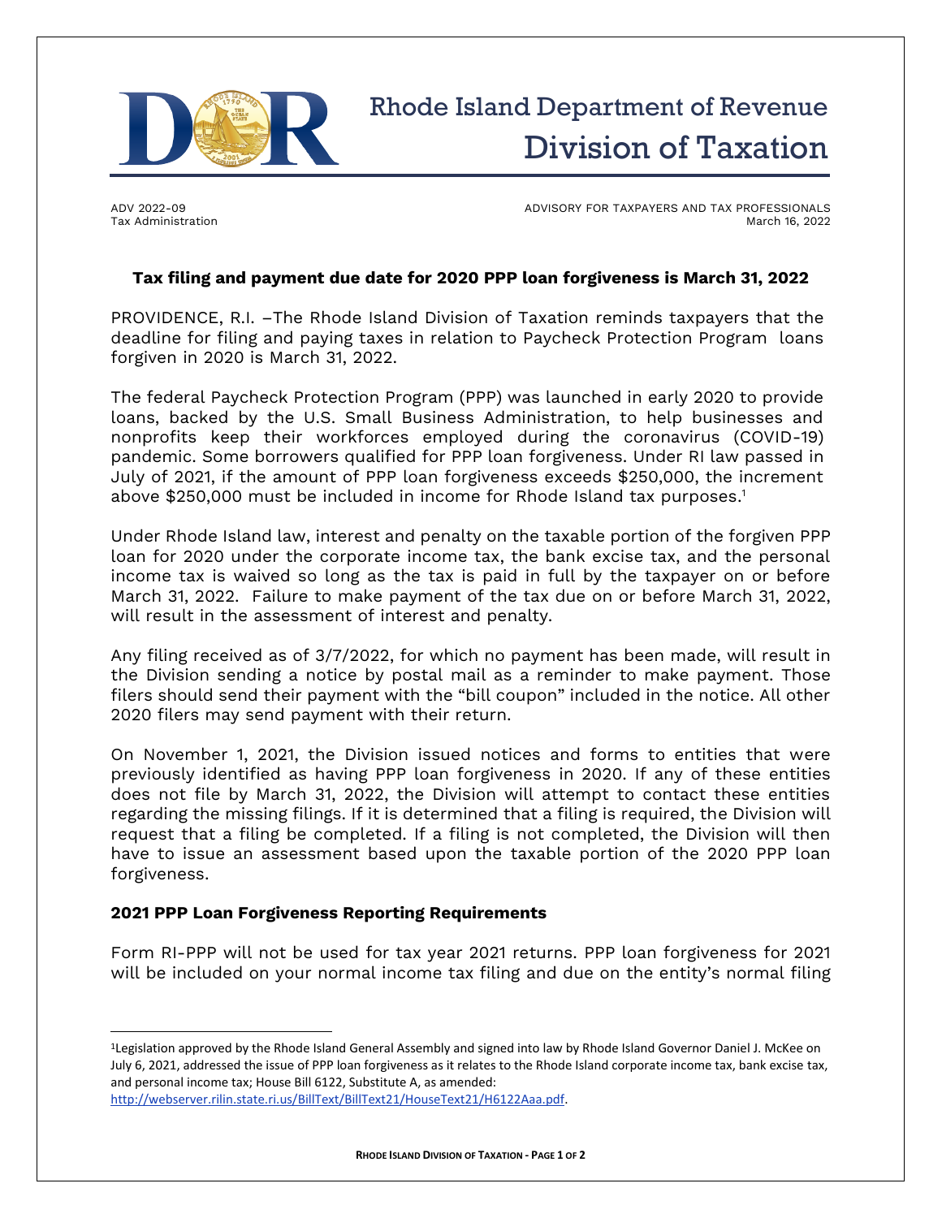# Rhode Island Department of Revenue
## Division of Taxation

ADV 2022-09
Tax Administration

ADVISORY FOR TAXPAYERS AND TAX PROFESSIONALS
March 16, 2022

### Tax filing and payment due date for 2020 PPP loan forgiveness is March 31, 2022

PROVIDENCE, R.I. –The Rhode Island Division of Taxation reminds taxpayers that the deadline for filing and paying taxes in relation to Paycheck Protection Program loans forgiven in 2020 is March 31, 2022.

The federal Paycheck Protection Program (PPP) was launched in early 2020 to provide loans, backed by the U.S. Small Business Administration, to help businesses and nonprofits keep their workforces employed during the coronavirus (COVID-19) pandemic. Some borrowers qualified for PPP loan forgiveness. Under RI law passed in July of 2021, if the amount of PPP loan forgiveness exceeds $250,000, the increment above $250,000 must be included in income for Rhode Island tax purposes.[1]

Under Rhode Island law, interest and penalty on the taxable portion of the forgiven PPP loan for 2020 under the corporate income tax, the bank excise tax, and the personal income tax is waived so long as the tax is paid in full by the taxpayer on or before March 31, 2022. Failure to make payment of the tax due on or before March 31, 2022, will result in the assessment of interest and penalty.

Any filing received as of 3/7/2022, for which no payment has been made, will result in the Division sending a notice by postal mail as a reminder to make payment. Those filers should send their payment with the "bill coupon" included in the notice. All other 2020 filers may send payment with their return.

On November 1, 2021, the Division issued notices and forms to entities that were previously identified as having PPP loan forgiveness in 2020. If any of these entities does not file by March 31, 2022, the Division will attempt to contact these entities regarding the missing filings. If it is determined that a filing is required, the Division will request that a filing be completed. If a filing is not completed, the Division will then have to issue an assessment based upon the taxable portion of the 2020 PPP loan forgiveness.

### 2021 PPP Loan Forgiveness Reporting Requirements

Form RI-PPP will not be used for tax year 2021 returns. PPP loan forgiveness for 2021 will be included on your normal income tax filing and due on the entity's normal filing

---

[1] Legislation approved by the Rhode Island General Assembly and signed into law by Rhode Island Governor Daniel J. McKee on July 6, 2021, addressed the issue of PPP loan forgiveness as it relates to the Rhode Island corporate income tax, bank excise tax, and personal income tax; House Bill 6122, Substitute A, as amended: http://webserver.rilin.state.ri.us/BillText/BillText21/HouseText21/H6122Aaa.pdf.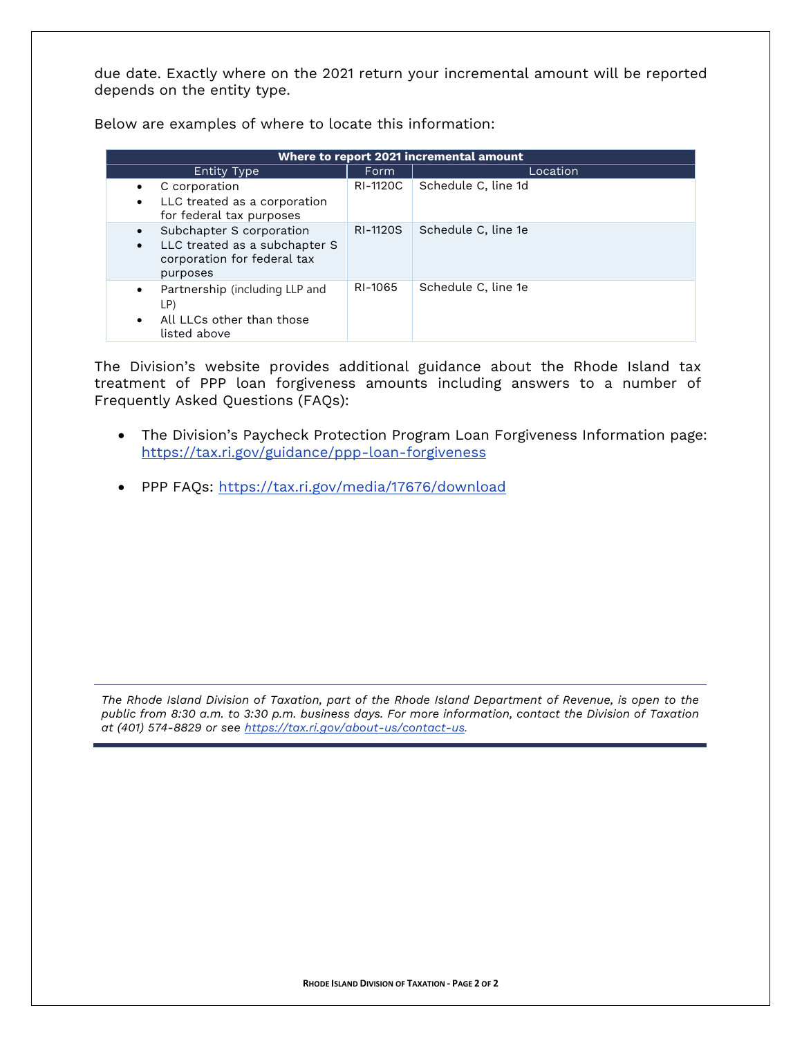due date. Exactly where on the 2021 return your incremental amount will be reported depends on the entity type.

Below are examples of where to locate this information:

| Where to report 2021 incremental amount | | |
|---|---|---|
| Entity Type | Form | Location |
| • C corporation<br>• LLC treated as a corporation for federal tax purposes | RI-1120C | Schedule C, line 1d |
| • Subchapter S corporation<br>• LLC treated as a subchapter S corporation for federal tax purposes | RI-1120S | Schedule C, line 1e |
| • Partnership (including LLP and LP)<br>• All LLCs other than those listed above | RI-1065 | Schedule C, line 1e |

The Division's website provides additional guidance about the Rhode Island tax treatment of PPP loan forgiveness amounts including answers to a number of Frequently Asked Questions (FAQs):

- The Division's Paycheck Protection Program Loan Forgiveness Information page: https://tax.ri.gov/guidance/ppp-loan-forgiveness
- PPP FAQs: https://tax.ri.gov/media/17676/download

*The Rhode Island Division of Taxation, part of the Rhode Island Department of Revenue, is open to the public from 8:30 a.m. to 3:30 p.m. business days. For more information, contact the Division of Taxation at (401) 574-8829 or see https://tax.ri.gov/about-us/contact-us.*